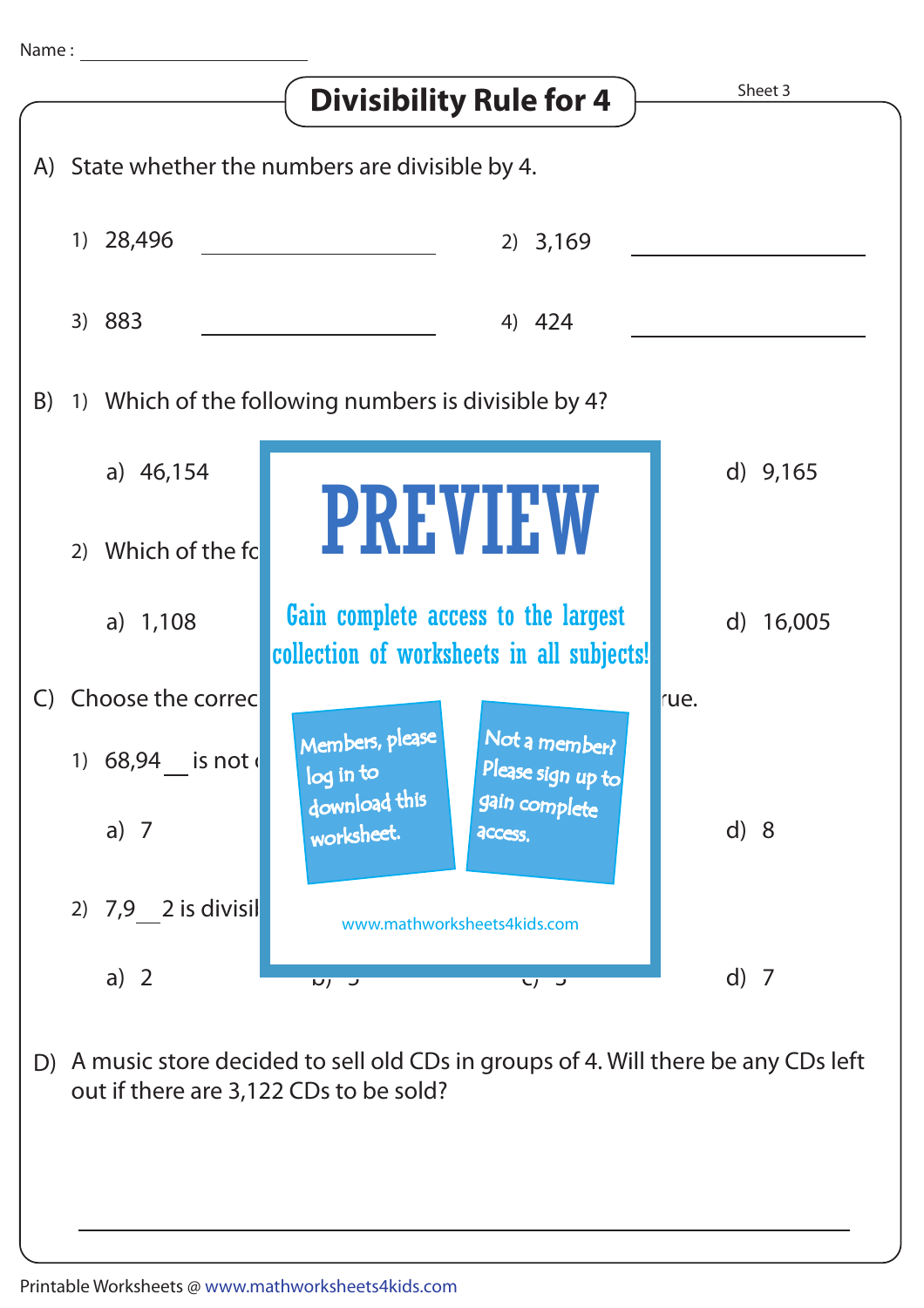Name : ____________________

# Divisibility Rule for 4

Sheet 3

A) State whether the numbers are divisible by 4.

1) 28,496 ____________  2) 3,169 ____________

3) 883 ____________  4) 424 ____________

B) 1) Which of the following numbers is divisible by 4?

a) 46,154  d) 9,165

2) Which of the fo

a) 1,108  d) 16,005

C) Choose the correc rue.

1) 68,94__ is not 

a) 7  d) 8

2) 7,9__2 is divisil

a) 2  d) 7

PREVIEW

Gain complete access to the largest collection of worksheets in all subjects!

Members, please log in to download this worksheet.

Not a member? Please sign up to gain complete access.

www.mathworksheets4kids.com

D) A music store decided to sell old CDs in groups of 4. Will there be any CDs left out if there are 3,122 CDs to be sold?

______________________________________________

Printable Worksheets @ www.mathworksheets4kids.com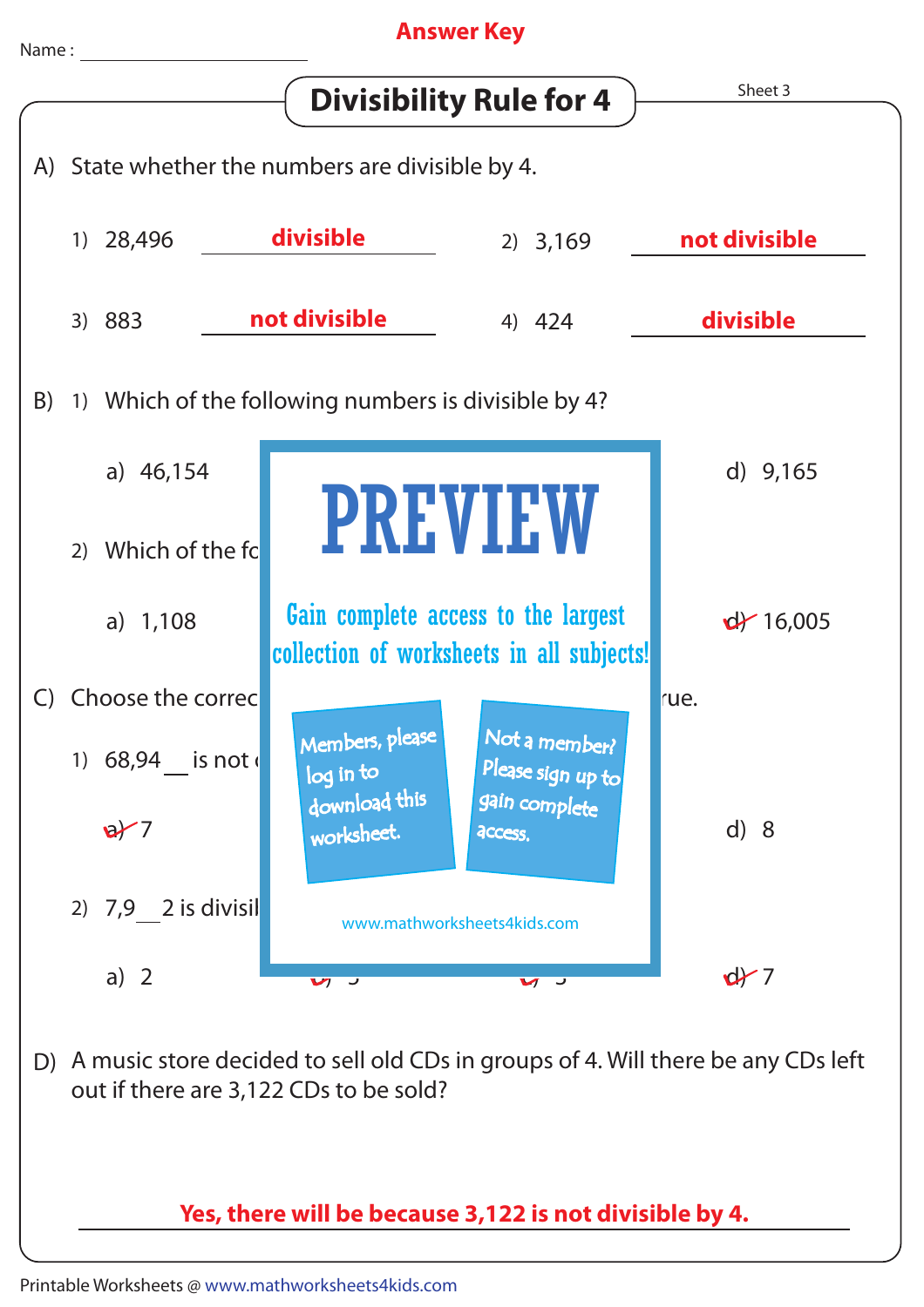**Answer Key**

Name : ______________

# Divisibility Rule for 4

Sheet 3

A) State whether the numbers are divisible by 4.

1) 28,496 **divisible**

2) 3,169 **not divisible**

3) 883 **not divisible**

4) 424 **divisible**

B) 1) Which of the following numbers is divisible by 4?

a) 46,154

d) 9,165

2) Which of the fo

a) 1,108

d) 16,005 ✓

C) Choose the correc rue.

1) 68,94__ is not

a) 7 ✓

d) 8

2) 7,9__2 is divisil

a) 2

d) 7 ✓

PREVIEW

Gain complete access to the largest collection of worksheets in all subjects!

Members, please log in to download this worksheet.

Not a member? Please sign up to gain complete access.

www.mathworksheets4kids.com

D) A music store decided to sell old CDs in groups of 4. Will there be any CDs left out if there are 3,122 CDs to be sold?

**Yes, there will be because 3,122 is not divisible by 4.**

Printable Worksheets @ www.mathworksheets4kids.com